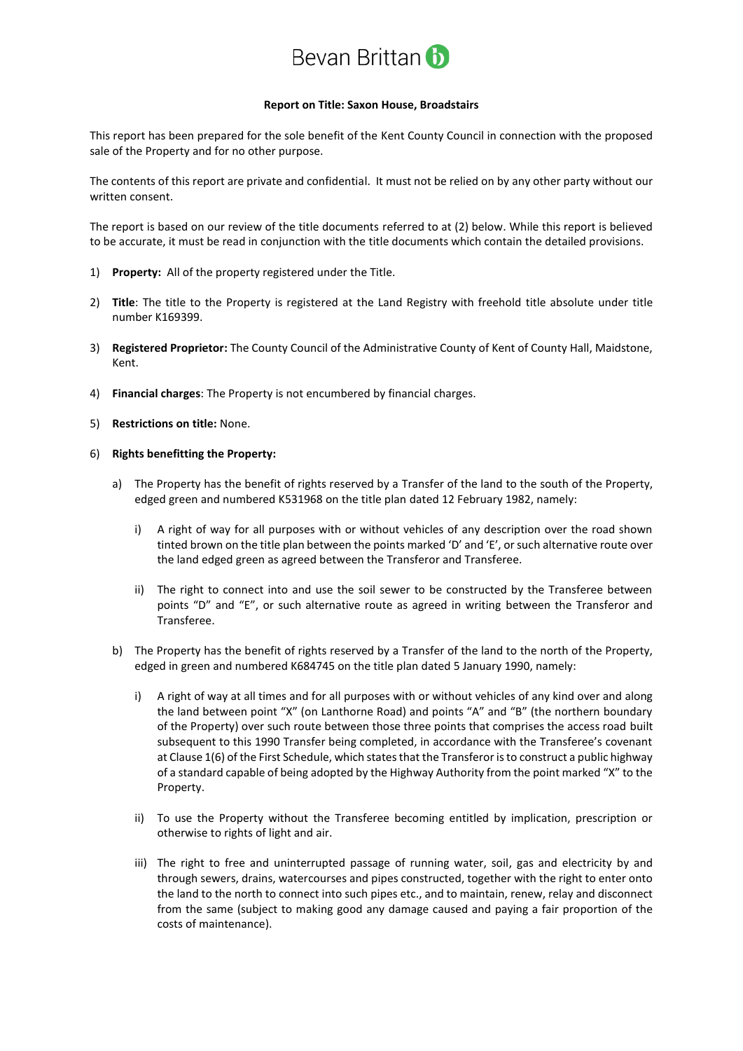Bevan Brittan

**Report on Title: Saxon House, Broadstairs**

This report has been prepared for the sole benefit of the Kent County Council in connection with the proposed sale of the Property and for no other purpose.

The contents of this report are private and confidential. It must not be relied on by any other party without our written consent.

The report is based on our review of the title documents referred to at (2) below. While this report is believed to be accurate, it must be read in conjunction with the title documents which contain the detailed provisions.

1) **Property:** All of the property registered under the Title.

2) **Title**: The title to the Property is registered at the Land Registry with freehold title absolute under title number K169399.

3) **Registered Proprietor:** The County Council of the Administrative County of Kent of County Hall, Maidstone, Kent.

4) **Financial charges**: The Property is not encumbered by financial charges.

5) **Restrictions on title:** None.

6) **Rights benefitting the Property:**

   a) The Property has the benefit of rights reserved by a Transfer of the land to the south of the Property, edged green and numbered K531968 on the title plan dated 12 February 1982, namely:

      i) A right of way for all purposes with or without vehicles of any description over the road shown tinted brown on the title plan between the points marked 'D' and 'E', or such alternative route over the land edged green as agreed between the Transferor and Transferee.

      ii) The right to connect into and use the soil sewer to be constructed by the Transferee between points "D" and "E", or such alternative route as agreed in writing between the Transferor and Transferee.

   b) The Property has the benefit of rights reserved by a Transfer of the land to the north of the Property, edged in green and numbered K684745 on the title plan dated 5 January 1990, namely:

      i) A right of way at all times and for all purposes with or without vehicles of any kind over and along the land between point "X" (on Lanthorne Road) and points "A" and "B" (the northern boundary of the Property) over such route between those three points that comprises the access road built subsequent to this 1990 Transfer being completed, in accordance with the Transferee's covenant at Clause 1(6) of the First Schedule, which states that the Transferor is to construct a public highway of a standard capable of being adopted by the Highway Authority from the point marked "X" to the Property.

      ii) To use the Property without the Transferee becoming entitled by implication, prescription or otherwise to rights of light and air.

      iii) The right to free and uninterrupted passage of running water, soil, gas and electricity by and through sewers, drains, watercourses and pipes constructed, together with the right to enter onto the land to the north to connect into such pipes etc., and to maintain, renew, relay and disconnect from the same (subject to making good any damage caused and paying a fair proportion of the costs of maintenance).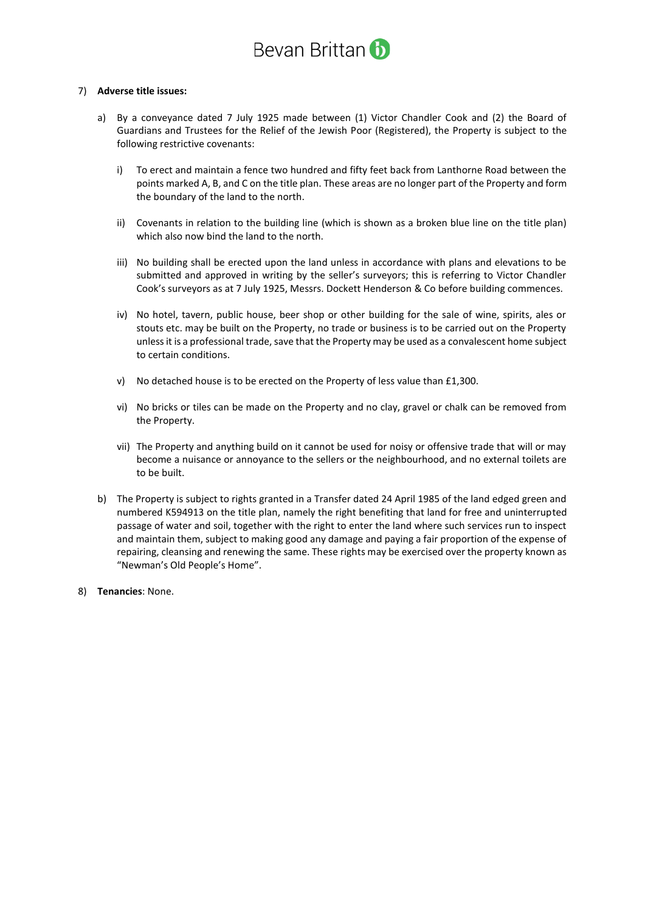7) **Adverse title issues:**

   a) By a conveyance dated 7 July 1925 made between (1) Victor Chandler Cook and (2) the Board of Guardians and Trustees for the Relief of the Jewish Poor (Registered), the Property is subject to the following restrictive covenants:

      i) To erect and maintain a fence two hundred and fifty feet back from Lanthorne Road between the points marked A, B, and C on the title plan. These areas are no longer part of the Property and form the boundary of the land to the north.

      ii) Covenants in relation to the building line (which is shown as a broken blue line on the title plan) which also now bind the land to the north.

      iii) No building shall be erected upon the land unless in accordance with plans and elevations to be submitted and approved in writing by the seller's surveyors; this is referring to Victor Chandler Cook's surveyors as at 7 July 1925, Messrs. Dockett Henderson & Co before building commences.

      iv) No hotel, tavern, public house, beer shop or other building for the sale of wine, spirits, ales or stouts etc. may be built on the Property, no trade or business is to be carried out on the Property unless it is a professional trade, save that the Property may be used as a convalescent home subject to certain conditions.

      v) No detached house is to be erected on the Property of less value than £1,300.

      vi) No bricks or tiles can be made on the Property and no clay, gravel or chalk can be removed from the Property.

      vii) The Property and anything build on it cannot be used for noisy or offensive trade that will or may become a nuisance or annoyance to the sellers or the neighbourhood, and no external toilets are to be built.

   b) The Property is subject to rights granted in a Transfer dated 24 April 1985 of the land edged green and numbered K594913 on the title plan, namely the right benefiting that land for free and uninterrupted passage of water and soil, together with the right to enter the land where such services run to inspect and maintain them, subject to making good any damage and paying a fair proportion of the expense of repairing, cleansing and renewing the same. These rights may be exercised over the property known as "Newman's Old People's Home".

8) **Tenancies**: None.